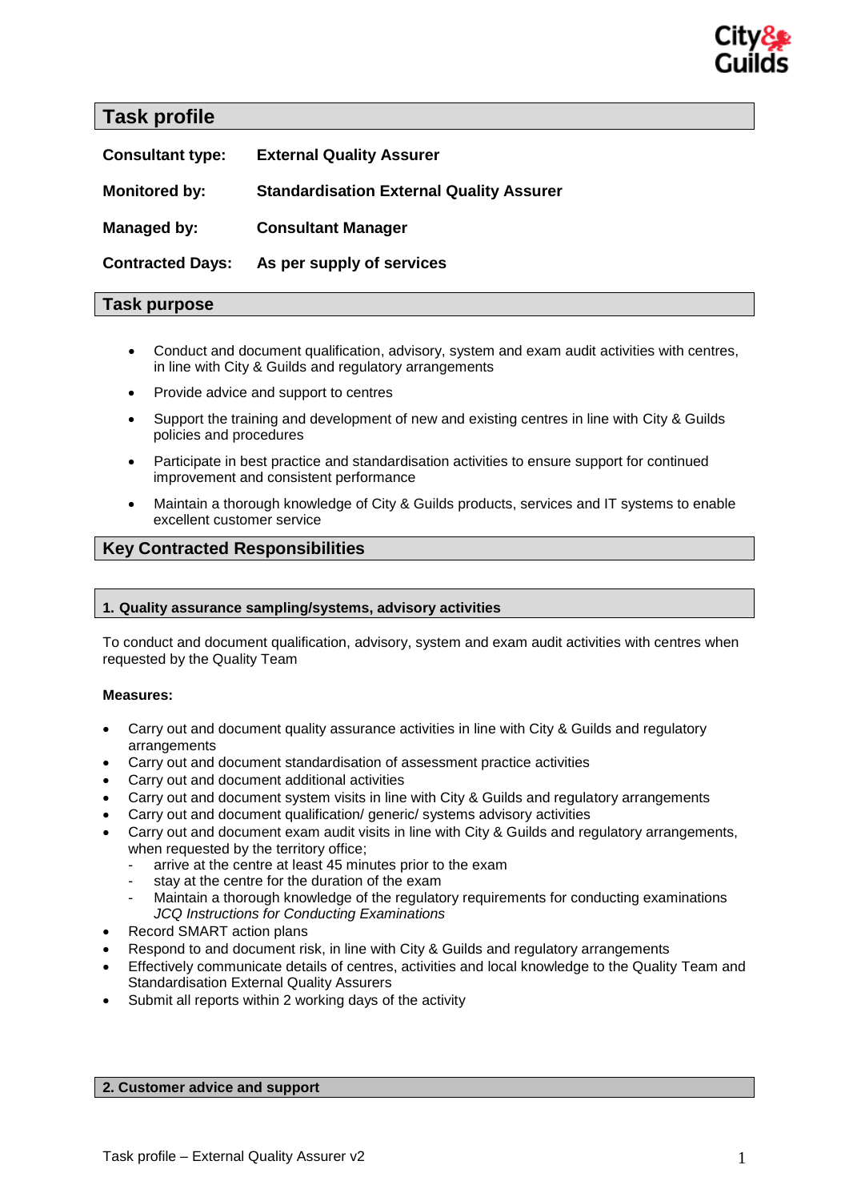## Task profile

**Consultant type:** **External Quality Assurer**

**Monitored by:** **Standardisation External Quality Assurer**

**Managed by:** **Consultant Manager**

**Contracted Days:** **As per supply of services**

## Task purpose

- Conduct and document qualification, advisory, system and exam audit activities with centres, in line with City & Guilds and regulatory arrangements
- Provide advice and support to centres
- Support the training and development of new and existing centres in line with City & Guilds policies and procedures
- Participate in best practice and standardisation activities to ensure support for continued improvement and consistent performance
- Maintain a thorough knowledge of City & Guilds products, services and IT systems to enable excellent customer service

## Key Contracted Responsibilities

### 1. Quality assurance sampling/systems, advisory activities

To conduct and document qualification, advisory, system and exam audit activities with centres when requested by the Quality Team

**Measures:**

- Carry out and document quality assurance activities in line with City & Guilds and regulatory arrangements
- Carry out and document standardisation of assessment practice activities
- Carry out and document additional activities
- Carry out and document system visits in line with City & Guilds and regulatory arrangements
- Carry out and document qualification/ generic/ systems advisory activities
- Carry out and document exam audit visits in line with City & Guilds and regulatory arrangements, when requested by the territory office;
  - arrive at the centre at least 45 minutes prior to the exam
  - stay at the centre for the duration of the exam
  - Maintain a thorough knowledge of the regulatory requirements for conducting examinations *JCQ Instructions for Conducting Examinations*
- Record SMART action plans
- Respond to and document risk, in line with City & Guilds and regulatory arrangements
- Effectively communicate details of centres, activities and local knowledge to the Quality Team and Standardisation External Quality Assurers
- Submit all reports within 2 working days of the activity

### 2. Customer advice and support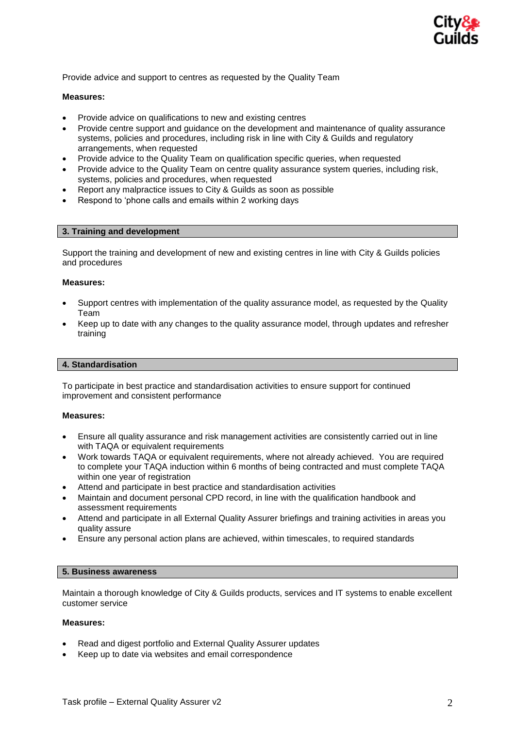Provide advice and support to centres as requested by the Quality Team

**Measures:**

- Provide advice on qualifications to new and existing centres
- Provide centre support and guidance on the development and maintenance of quality assurance systems, policies and procedures, including risk in line with City & Guilds and regulatory arrangements, when requested
- Provide advice to the Quality Team on qualification specific queries, when requested
- Provide advice to the Quality Team on centre quality assurance system queries, including risk, systems, policies and procedures, when requested
- Report any malpractice issues to City & Guilds as soon as possible
- Respond to 'phone calls and emails within 2 working days

## 3. Training and development

Support the training and development of new and existing centres in line with City & Guilds policies and procedures

**Measures:**

- Support centres with implementation of the quality assurance model, as requested by the Quality Team
- Keep up to date with any changes to the quality assurance model, through updates and refresher training

## 4. Standardisation

To participate in best practice and standardisation activities to ensure support for continued improvement and consistent performance

**Measures:**

- Ensure all quality assurance and risk management activities are consistently carried out in line with TAQA or equivalent requirements
- Work towards TAQA or equivalent requirements, where not already achieved. You are required to complete your TAQA induction within 6 months of being contracted and must complete TAQA within one year of registration
- Attend and participate in best practice and standardisation activities
- Maintain and document personal CPD record, in line with the qualification handbook and assessment requirements
- Attend and participate in all External Quality Assurer briefings and training activities in areas you quality assure
- Ensure any personal action plans are achieved, within timescales, to required standards

## 5. Business awareness

Maintain a thorough knowledge of City & Guilds products, services and IT systems to enable excellent customer service

**Measures:**

- Read and digest portfolio and External Quality Assurer updates
- Keep up to date via websites and email correspondence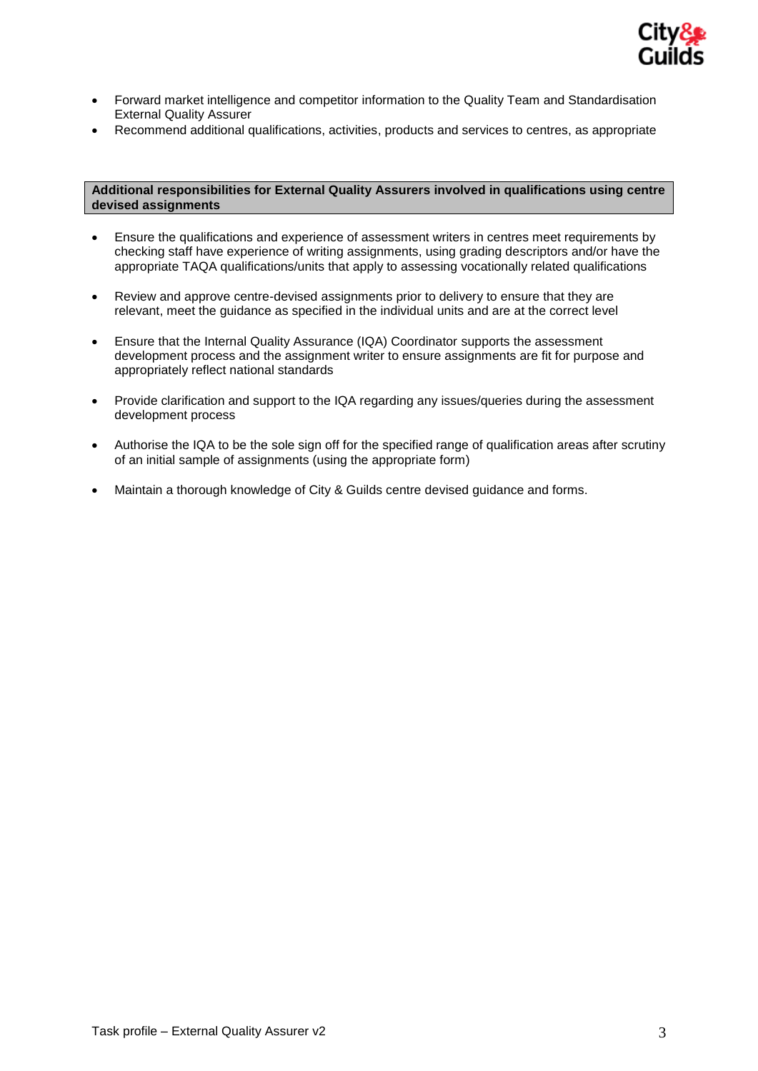- Forward market intelligence and competitor information to the Quality Team and Standardisation External Quality Assurer
- Recommend additional qualifications, activities, products and services to centres, as appropriate

**Additional responsibilities for External Quality Assurers involved in qualifications using centre devised assignments**

- Ensure the qualifications and experience of assessment writers in centres meet requirements by checking staff have experience of writing assignments, using grading descriptors and/or have the appropriate TAQA qualifications/units that apply to assessing vocationally related qualifications

- Review and approve centre-devised assignments prior to delivery to ensure that they are relevant, meet the guidance as specified in the individual units and are at the correct level

- Ensure that the Internal Quality Assurance (IQA) Coordinator supports the assessment development process and the assignment writer to ensure assignments are fit for purpose and appropriately reflect national standards

- Provide clarification and support to the IQA regarding any issues/queries during the assessment development process

- Authorise the IQA to be the sole sign off for the specified range of qualification areas after scrutiny of an initial sample of assignments (using the appropriate form)

- Maintain a thorough knowledge of City & Guilds centre devised guidance and forms.